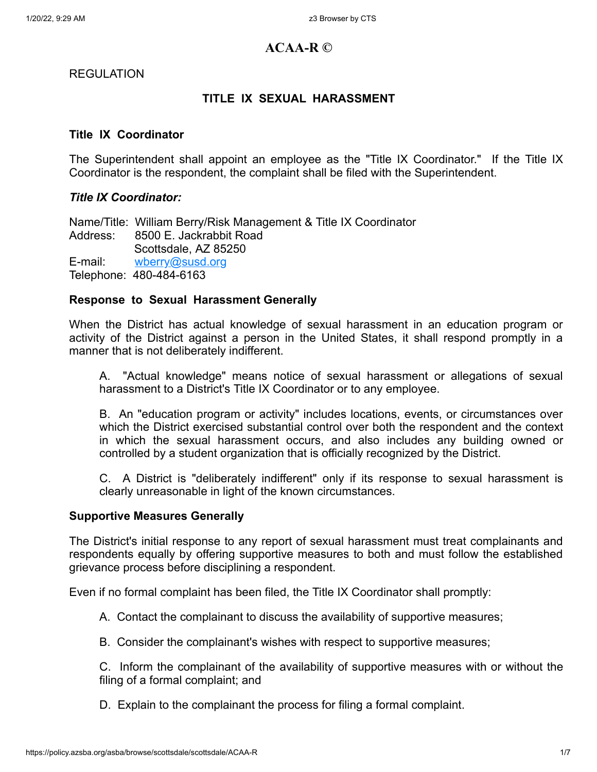# ACAA-R ©

REGULATION

## TITLE IX SEXUAL HARASSMENT

### Title IX Coordinator

The Superintendent shall appoint an employee as the "Title IX Coordinator." If the Title IX Coordinator is the respondent, the complaint shall be filed with the Superintendent.

***Title IX Coordinator:***

Name/Title: William Berry/Risk Management & Title IX Coordinator
Address: 8500 E. Jackrabbit Road
Scottsdale, AZ 85250
E-mail: wberry@susd.org
Telephone: 480-484-6163

### Response to Sexual Harassment Generally

When the District has actual knowledge of sexual harassment in an education program or activity of the District against a person in the United States, it shall respond promptly in a manner that is not deliberately indifferent.

A. "Actual knowledge" means notice of sexual harassment or allegations of sexual harassment to a District's Title IX Coordinator or to any employee.

B. An "education program or activity" includes locations, events, or circumstances over which the District exercised substantial control over both the respondent and the context in which the sexual harassment occurs, and also includes any building owned or controlled by a student organization that is officially recognized by the District.

C. A District is "deliberately indifferent" only if its response to sexual harassment is clearly unreasonable in light of the known circumstances.

### Supportive Measures Generally

The District's initial response to any report of sexual harassment must treat complainants and respondents equally by offering supportive measures to both and must follow the established grievance process before disciplining a respondent.

Even if no formal complaint has been filed, the Title IX Coordinator shall promptly:

A. Contact the complainant to discuss the availability of supportive measures;

B. Consider the complainant's wishes with respect to supportive measures;

C. Inform the complainant of the availability of supportive measures with or without the filing of a formal complaint; and

D. Explain to the complainant the process for filing a formal complaint.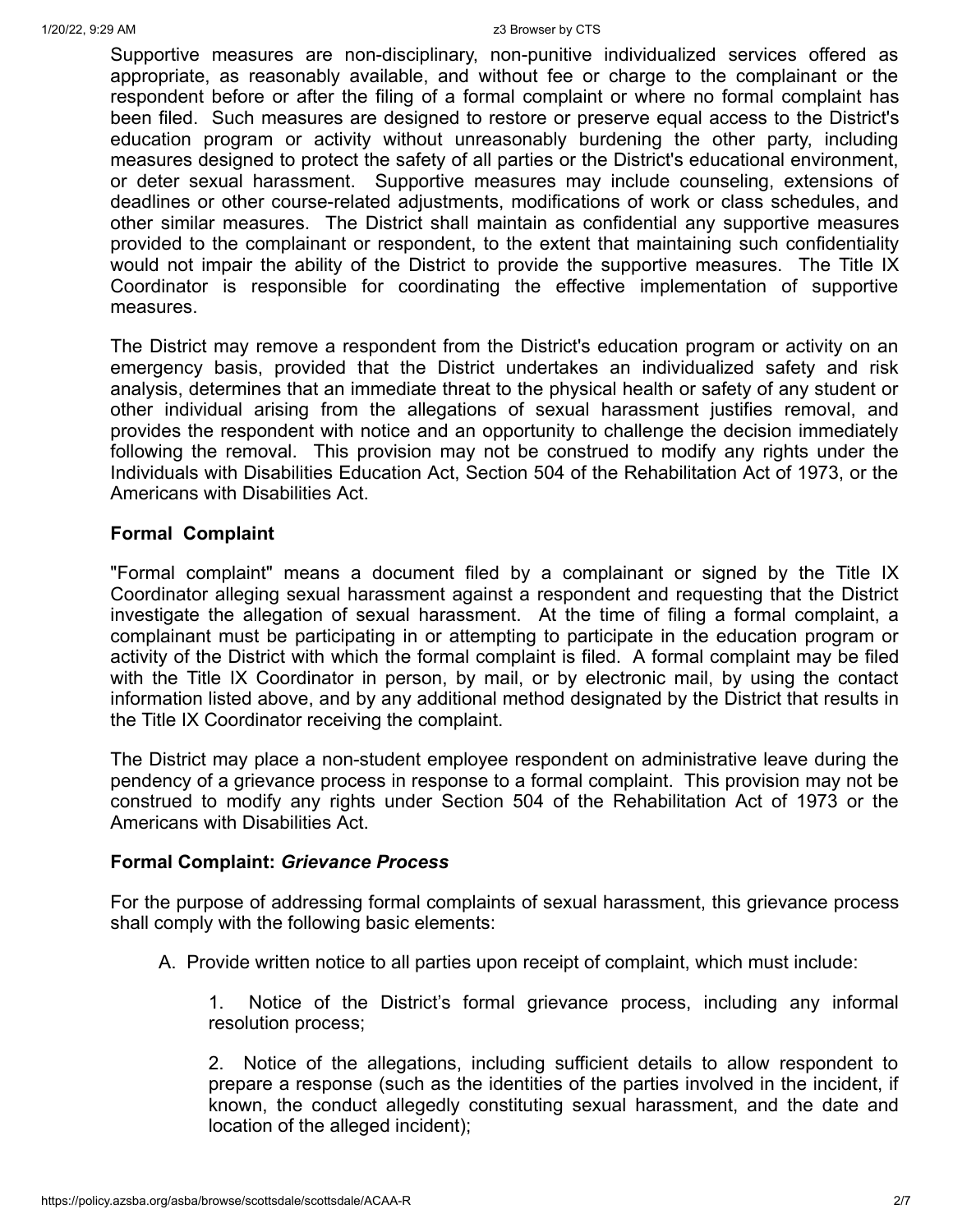Supportive measures are non-disciplinary, non-punitive individualized services offered as appropriate, as reasonably available, and without fee or charge to the complainant or the respondent before or after the filing of a formal complaint or where no formal complaint has been filed. Such measures are designed to restore or preserve equal access to the District's education program or activity without unreasonably burdening the other party, including measures designed to protect the safety of all parties or the District's educational environment, or deter sexual harassment. Supportive measures may include counseling, extensions of deadlines or other course-related adjustments, modifications of work or class schedules, and other similar measures. The District shall maintain as confidential any supportive measures provided to the complainant or respondent, to the extent that maintaining such confidentiality would not impair the ability of the District to provide the supportive measures. The Title IX Coordinator is responsible for coordinating the effective implementation of supportive measures.

The District may remove a respondent from the District's education program or activity on an emergency basis, provided that the District undertakes an individualized safety and risk analysis, determines that an immediate threat to the physical health or safety of any student or other individual arising from the allegations of sexual harassment justifies removal, and provides the respondent with notice and an opportunity to challenge the decision immediately following the removal. This provision may not be construed to modify any rights under the Individuals with Disabilities Education Act, Section 504 of the Rehabilitation Act of 1973, or the Americans with Disabilities Act.

**Formal Complaint**

"Formal complaint" means a document filed by a complainant or signed by the Title IX Coordinator alleging sexual harassment against a respondent and requesting that the District investigate the allegation of sexual harassment. At the time of filing a formal complaint, a complainant must be participating in or attempting to participate in the education program or activity of the District with which the formal complaint is filed. A formal complaint may be filed with the Title IX Coordinator in person, by mail, or by electronic mail, by using the contact information listed above, and by any additional method designated by the District that results in the Title IX Coordinator receiving the complaint.

The District may place a non-student employee respondent on administrative leave during the pendency of a grievance process in response to a formal complaint. This provision may not be construed to modify any rights under Section 504 of the Rehabilitation Act of 1973 or the Americans with Disabilities Act.

**Formal Complaint: *Grievance Process***

For the purpose of addressing formal complaints of sexual harassment, this grievance process shall comply with the following basic elements:

A. Provide written notice to all parties upon receipt of complaint, which must include:

   1. Notice of the District's formal grievance process, including any informal resolution process;

   2. Notice of the allegations, including sufficient details to allow respondent to prepare a response (such as the identities of the parties involved in the incident, if known, the conduct allegedly constituting sexual harassment, and the date and location of the alleged incident);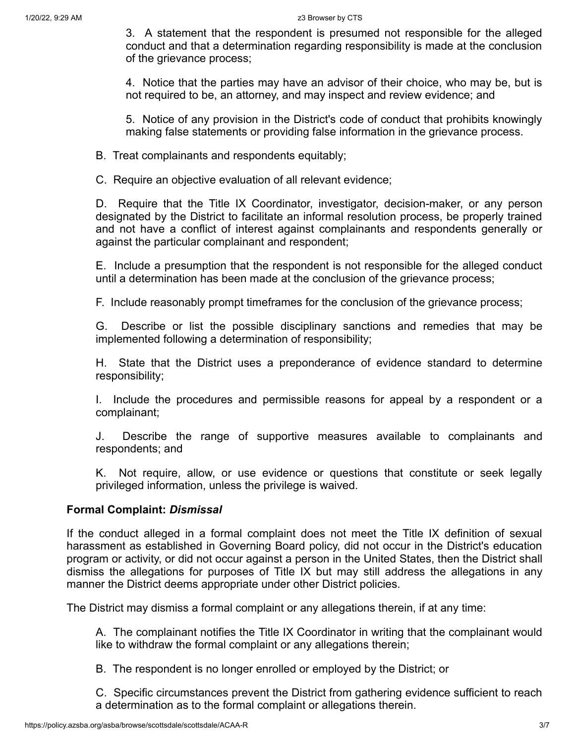3. A statement that the respondent is presumed not responsible for the alleged conduct and that a determination regarding responsibility is made at the conclusion of the grievance process;

4. Notice that the parties may have an advisor of their choice, who may be, but is not required to be, an attorney, and may inspect and review evidence; and

5. Notice of any provision in the District's code of conduct that prohibits knowingly making false statements or providing false information in the grievance process.

B. Treat complainants and respondents equitably;

C. Require an objective evaluation of all relevant evidence;

D. Require that the Title IX Coordinator, investigator, decision-maker, or any person designated by the District to facilitate an informal resolution process, be properly trained and not have a conflict of interest against complainants and respondents generally or against the particular complainant and respondent;

E. Include a presumption that the respondent is not responsible for the alleged conduct until a determination has been made at the conclusion of the grievance process;

F. Include reasonably prompt timeframes for the conclusion of the grievance process;

G. Describe or list the possible disciplinary sanctions and remedies that may be implemented following a determination of responsibility;

H. State that the District uses a preponderance of evidence standard to determine responsibility;

I. Include the procedures and permissible reasons for appeal by a respondent or a complainant;

J. Describe the range of supportive measures available to complainants and respondents; and

K. Not require, allow, or use evidence or questions that constitute or seek legally privileged information, unless the privilege is waived.

**Formal Complaint: *Dismissal***

If the conduct alleged in a formal complaint does not meet the Title IX definition of sexual harassment as established in Governing Board policy, did not occur in the District's education program or activity, or did not occur against a person in the United States, then the District shall dismiss the allegations for purposes of Title IX but may still address the allegations in any manner the District deems appropriate under other District policies.

The District may dismiss a formal complaint or any allegations therein, if at any time:

A. The complainant notifies the Title IX Coordinator in writing that the complainant would like to withdraw the formal complaint or any allegations therein;

B. The respondent is no longer enrolled or employed by the District; or

C. Specific circumstances prevent the District from gathering evidence sufficient to reach a determination as to the formal complaint or allegations therein.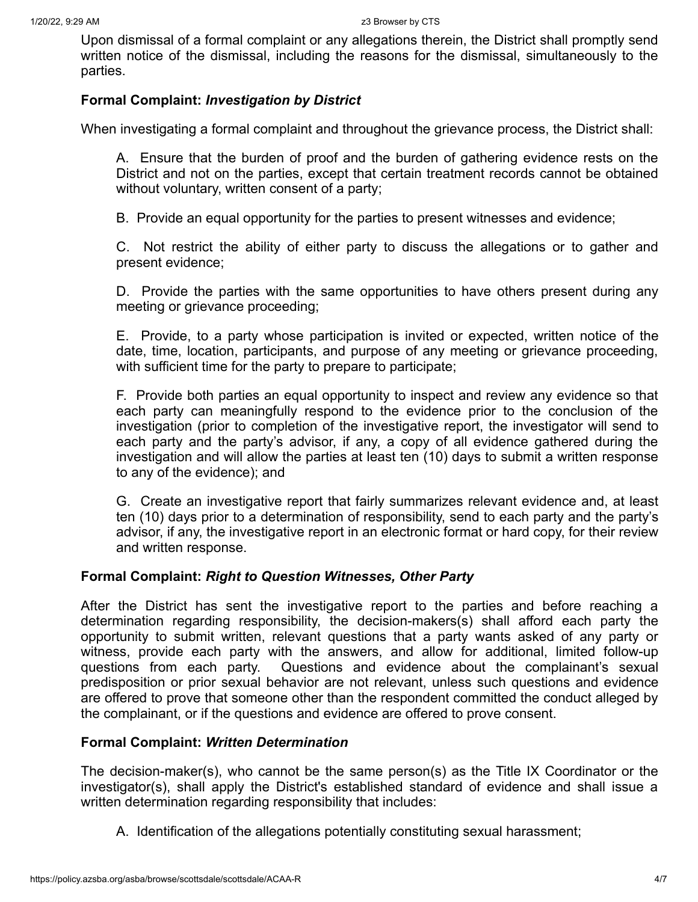Upon dismissal of a formal complaint or any allegations therein, the District shall promptly send written notice of the dismissal, including the reasons for the dismissal, simultaneously to the parties.

**Formal Complaint: *Investigation by District***

When investigating a formal complaint and throughout the grievance process, the District shall:

A. Ensure that the burden of proof and the burden of gathering evidence rests on the District and not on the parties, except that certain treatment records cannot be obtained without voluntary, written consent of a party;

B. Provide an equal opportunity for the parties to present witnesses and evidence;

C. Not restrict the ability of either party to discuss the allegations or to gather and present evidence;

D. Provide the parties with the same opportunities to have others present during any meeting or grievance proceeding;

E. Provide, to a party whose participation is invited or expected, written notice of the date, time, location, participants, and purpose of any meeting or grievance proceeding, with sufficient time for the party to prepare to participate;

F. Provide both parties an equal opportunity to inspect and review any evidence so that each party can meaningfully respond to the evidence prior to the conclusion of the investigation (prior to completion of the investigative report, the investigator will send to each party and the party's advisor, if any, a copy of all evidence gathered during the investigation and will allow the parties at least ten (10) days to submit a written response to any of the evidence); and

G. Create an investigative report that fairly summarizes relevant evidence and, at least ten (10) days prior to a determination of responsibility, send to each party and the party's advisor, if any, the investigative report in an electronic format or hard copy, for their review and written response.

**Formal Complaint: *Right to Question Witnesses, Other Party***

After the District has sent the investigative report to the parties and before reaching a determination regarding responsibility, the decision-makers(s) shall afford each party the opportunity to submit written, relevant questions that a party wants asked of any party or witness, provide each party with the answers, and allow for additional, limited follow-up questions from each party. Questions and evidence about the complainant's sexual predisposition or prior sexual behavior are not relevant, unless such questions and evidence are offered to prove that someone other than the respondent committed the conduct alleged by the complainant, or if the questions and evidence are offered to prove consent.

**Formal Complaint: *Written Determination***

The decision-maker(s), who cannot be the same person(s) as the Title IX Coordinator or the investigator(s), shall apply the District's established standard of evidence and shall issue a written determination regarding responsibility that includes:

A. Identification of the allegations potentially constituting sexual harassment;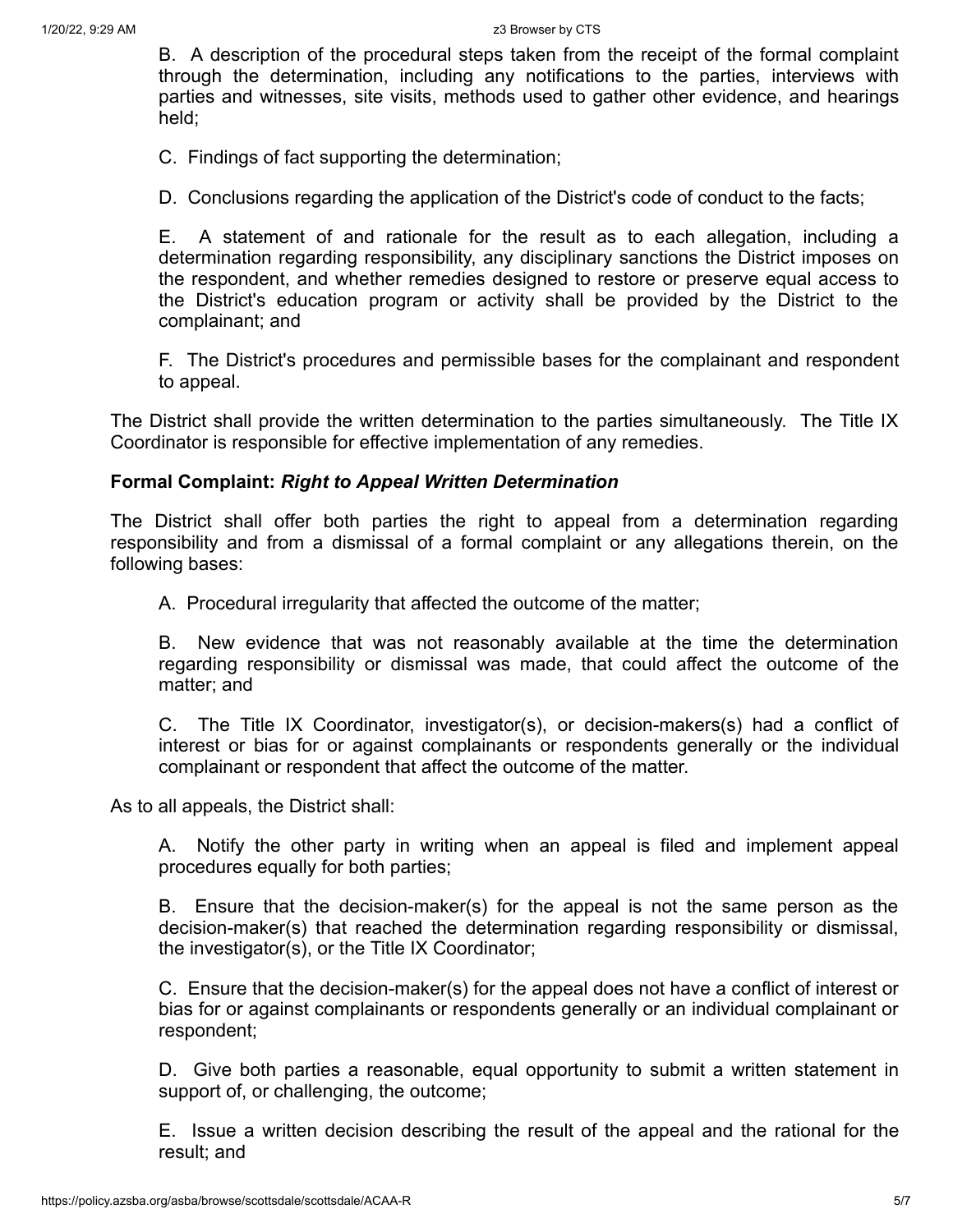B. A description of the procedural steps taken from the receipt of the formal complaint through the determination, including any notifications to the parties, interviews with parties and witnesses, site visits, methods used to gather other evidence, and hearings held;

C. Findings of fact supporting the determination;

D. Conclusions regarding the application of the District's code of conduct to the facts;

E. A statement of and rationale for the result as to each allegation, including a determination regarding responsibility, any disciplinary sanctions the District imposes on the respondent, and whether remedies designed to restore or preserve equal access to the District's education program or activity shall be provided by the District to the complainant; and

F. The District's procedures and permissible bases for the complainant and respondent to appeal.

The District shall provide the written determination to the parties simultaneously. The Title IX Coordinator is responsible for effective implementation of any remedies.

**Formal Complaint: *Right to Appeal Written Determination***

The District shall offer both parties the right to appeal from a determination regarding responsibility and from a dismissal of a formal complaint or any allegations therein, on the following bases:

A. Procedural irregularity that affected the outcome of the matter;

B. New evidence that was not reasonably available at the time the determination regarding responsibility or dismissal was made, that could affect the outcome of the matter; and

C. The Title IX Coordinator, investigator(s), or decision-makers(s) had a conflict of interest or bias for or against complainants or respondents generally or the individual complainant or respondent that affect the outcome of the matter.

As to all appeals, the District shall:

A. Notify the other party in writing when an appeal is filed and implement appeal procedures equally for both parties;

B. Ensure that the decision-maker(s) for the appeal is not the same person as the decision-maker(s) that reached the determination regarding responsibility or dismissal, the investigator(s), or the Title IX Coordinator;

C. Ensure that the decision-maker(s) for the appeal does not have a conflict of interest or bias for or against complainants or respondents generally or an individual complainant or respondent;

D. Give both parties a reasonable, equal opportunity to submit a written statement in support of, or challenging, the outcome;

E. Issue a written decision describing the result of the appeal and the rational for the result; and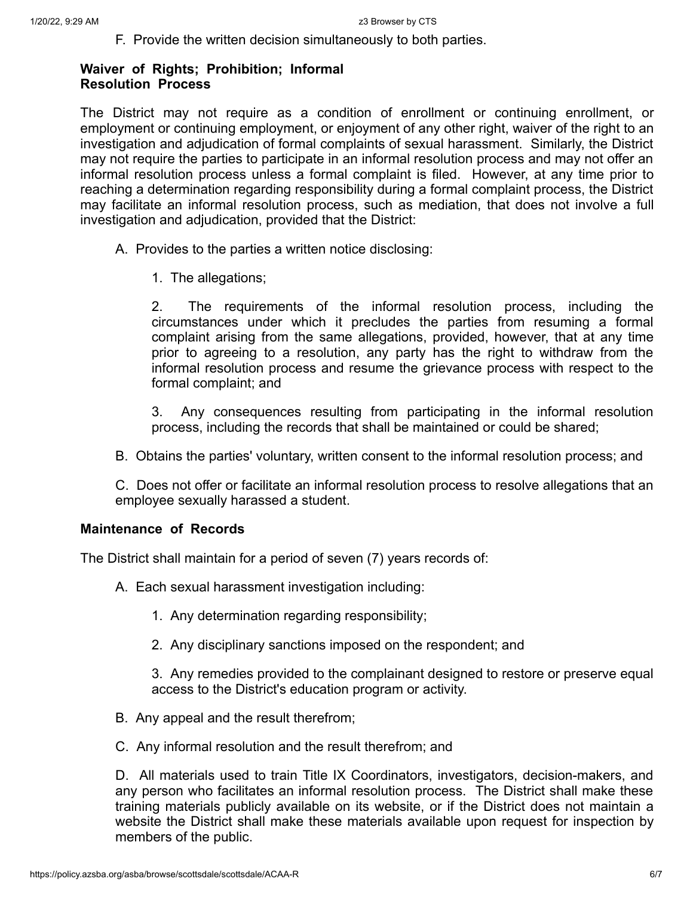F. Provide the written decision simultaneously to both parties.

**Waiver of Rights; Prohibition; Informal Resolution Process**

The District may not require as a condition of enrollment or continuing enrollment, or employment or continuing employment, or enjoyment of any other right, waiver of the right to an investigation and adjudication of formal complaints of sexual harassment. Similarly, the District may not require the parties to participate in an informal resolution process and may not offer an informal resolution process unless a formal complaint is filed. However, at any time prior to reaching a determination regarding responsibility during a formal complaint process, the District may facilitate an informal resolution process, such as mediation, that does not involve a full investigation and adjudication, provided that the District:

A. Provides to the parties a written notice disclosing:

1. The allegations;

2. The requirements of the informal resolution process, including the circumstances under which it precludes the parties from resuming a formal complaint arising from the same allegations, provided, however, that at any time prior to agreeing to a resolution, any party has the right to withdraw from the informal resolution process and resume the grievance process with respect to the formal complaint; and

3. Any consequences resulting from participating in the informal resolution process, including the records that shall be maintained or could be shared;

B. Obtains the parties' voluntary, written consent to the informal resolution process; and

C. Does not offer or facilitate an informal resolution process to resolve allegations that an employee sexually harassed a student.

**Maintenance of Records**

The District shall maintain for a period of seven (7) years records of:

A. Each sexual harassment investigation including:

1. Any determination regarding responsibility;

2. Any disciplinary sanctions imposed on the respondent; and

3. Any remedies provided to the complainant designed to restore or preserve equal access to the District's education program or activity.

B. Any appeal and the result therefrom;

C. Any informal resolution and the result therefrom; and

D. All materials used to train Title IX Coordinators, investigators, decision-makers, and any person who facilitates an informal resolution process. The District shall make these training materials publicly available on its website, or if the District does not maintain a website the District shall make these materials available upon request for inspection by members of the public.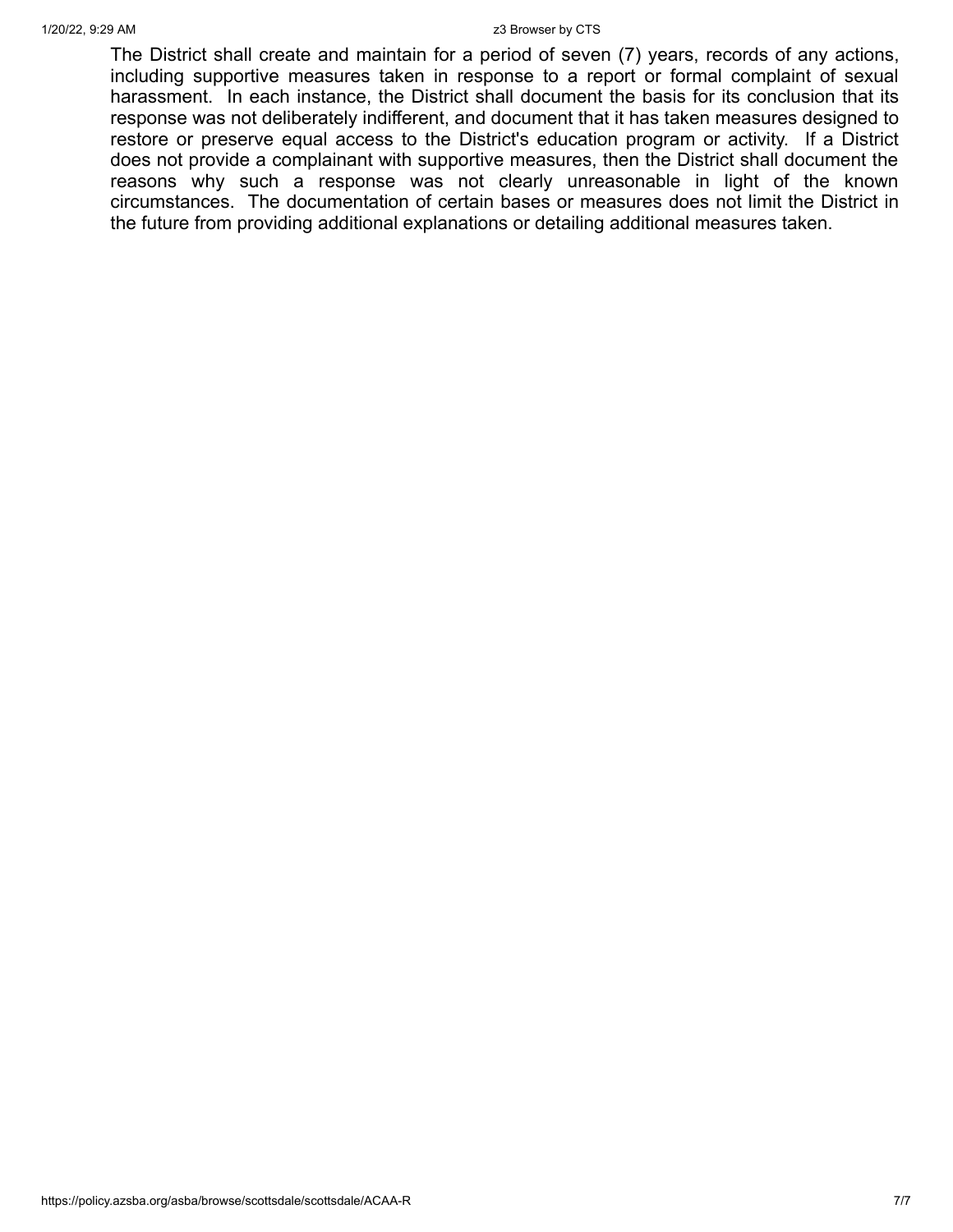The District shall create and maintain for a period of seven (7) years, records of any actions, including supportive measures taken in response to a report or formal complaint of sexual harassment. In each instance, the District shall document the basis for its conclusion that its response was not deliberately indifferent, and document that it has taken measures designed to restore or preserve equal access to the District's education program or activity. If a District does not provide a complainant with supportive measures, then the District shall document the reasons why such a response was not clearly unreasonable in light of the known circumstances. The documentation of certain bases or measures does not limit the District in the future from providing additional explanations or detailing additional measures taken.